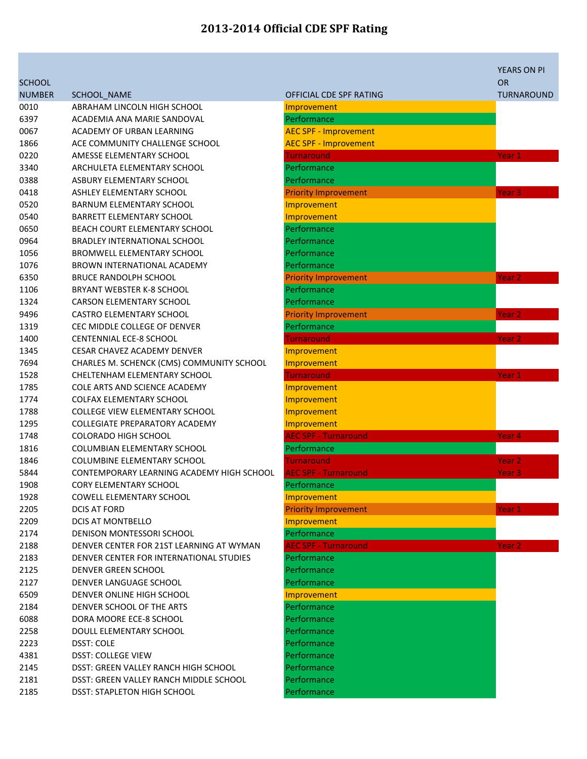# 2013-2014 Official CDE SPF Rating

| SCHOOL NUMBER | SCHOOL_NAME | OFFICIAL CDE SPF RATING | YEARS ON PI OR TURNAROUND |
|---|---|---|---|
| 0010 | ABRAHAM LINCOLN HIGH SCHOOL | Improvement | |
| 6397 | ACADEMIA ANA MARIE SANDOVAL | Performance | |
| 0067 | ACADEMY OF URBAN LEARNING | AEC SPF - Improvement | |
| 1866 | ACE COMMUNITY CHALLENGE SCHOOL | AEC SPF - Improvement | |
| 0220 | AMESSE ELEMENTARY SCHOOL | Turnaround | Year 1 |
| 3340 | ARCHULETA ELEMENTARY SCHOOL | Performance | |
| 0388 | ASBURY ELEMENTARY SCHOOL | Performance | |
| 0418 | ASHLEY ELEMENTARY SCHOOL | Priority Improvement | Year 3 |
| 0520 | BARNUM ELEMENTARY SCHOOL | Improvement | |
| 0540 | BARRETT ELEMENTARY SCHOOL | Improvement | |
| 0650 | BEACH COURT ELEMENTARY SCHOOL | Performance | |
| 0964 | BRADLEY INTERNATIONAL SCHOOL | Performance | |
| 1056 | BROMWELL ELEMENTARY SCHOOL | Performance | |
| 1076 | BROWN INTERNATIONAL ACADEMY | Performance | |
| 6350 | BRUCE RANDOLPH SCHOOL | Priority Improvement | Year 2 |
| 1106 | BRYANT WEBSTER K-8 SCHOOL | Performance | |
| 1324 | CARSON ELEMENTARY SCHOOL | Performance | |
| 9496 | CASTRO ELEMENTARY SCHOOL | Priority Improvement | Year 2 |
| 1319 | CEC MIDDLE COLLEGE OF DENVER | Performance | |
| 1400 | CENTENNIAL ECE-8 SCHOOL | Turnaround | Year 2 |
| 1345 | CESAR CHAVEZ ACADEMY DENVER | Improvement | |
| 7694 | CHARLES M. SCHENCK (CMS) COMMUNITY SCHOOL | Improvement | |
| 1528 | CHELTENHAM ELEMENTARY SCHOOL | Turnaround | Year 1 |
| 1785 | COLE ARTS AND SCIENCE ACADEMY | Improvement | |
| 1774 | COLFAX ELEMENTARY SCHOOL | Improvement | |
| 1788 | COLLEGE VIEW ELEMENTARY SCHOOL | Improvement | |
| 1295 | COLLEGIATE PREPARATORY ACADEMY | Improvement | |
| 1748 | COLORADO HIGH SCHOOL | AEC SPF - Turnaround | Year 4 |
| 1816 | COLUMBIAN ELEMENTARY SCHOOL | Performance | |
| 1846 | COLUMBINE ELEMENTARY SCHOOL | Turnaround | Year 2 |
| 5844 | CONTEMPORARY LEARNING ACADEMY HIGH SCHOOL | AEC SPF - Turnaround | Year 3 |
| 1908 | CORY ELEMENTARY SCHOOL | Performance | |
| 1928 | COWELL ELEMENTARY SCHOOL | Improvement | |
| 2205 | DCIS AT FORD | Priority Improvement | Year 1 |
| 2209 | DCIS AT MONTBELLO | Improvement | |
| 2174 | DENISON MONTESSORI SCHOOL | Performance | |
| 2188 | DENVER CENTER FOR 21ST LEARNING AT WYMAN | AEC SPF - Turnaround | Year 2 |
| 2183 | DENVER CENTER FOR INTERNATIONAL STUDIES | Performance | |
| 2125 | DENVER GREEN SCHOOL | Performance | |
| 2127 | DENVER LANGUAGE SCHOOL | Performance | |
| 6509 | DENVER ONLINE HIGH SCHOOL | Improvement | |
| 2184 | DENVER SCHOOL OF THE ARTS | Performance | |
| 6088 | DORA MOORE ECE-8 SCHOOL | Performance | |
| 2258 | DOULL ELEMENTARY SCHOOL | Performance | |
| 2223 | DSST: COLE | Performance | |
| 4381 | DSST: COLLEGE VIEW | Performance | |
| 2145 | DSST: GREEN VALLEY RANCH HIGH SCHOOL | Performance | |
| 2181 | DSST: GREEN VALLEY RANCH MIDDLE SCHOOL | Performance | |
| 2185 | DSST: STAPLETON HIGH SCHOOL | Performance | |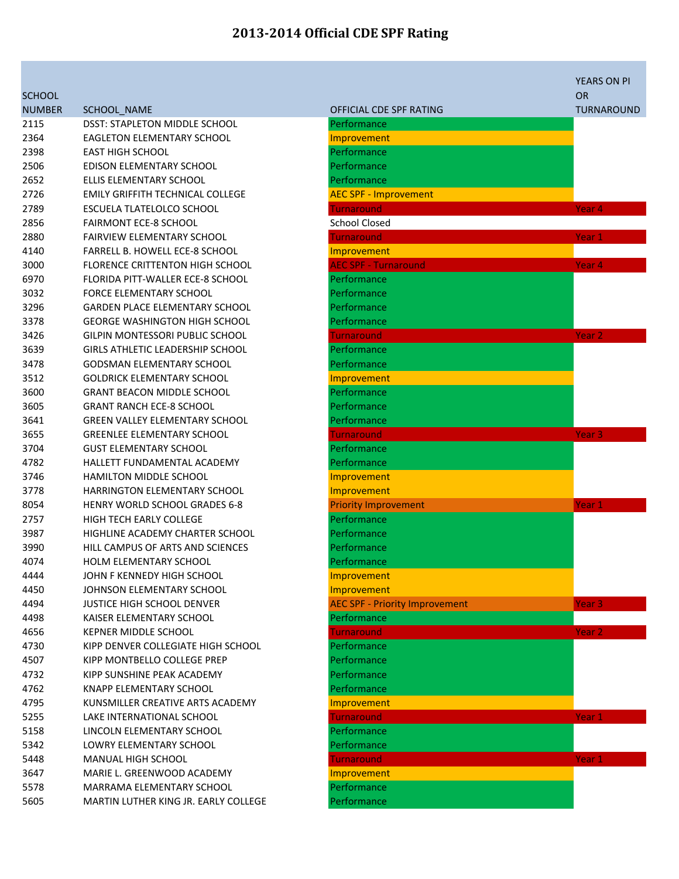# 2013-2014 Official CDE SPF Rating

| SCHOOL NUMBER | SCHOOL_NAME | OFFICIAL CDE SPF RATING | YEARS ON PI OR TURNAROUND |
|---|---|---|---|
| 2115 | DSST: STAPLETON MIDDLE SCHOOL | Performance | |
| 2364 | EAGLETON ELEMENTARY SCHOOL | Improvement | |
| 2398 | EAST HIGH SCHOOL | Performance | |
| 2506 | EDISON ELEMENTARY SCHOOL | Performance | |
| 2652 | ELLIS ELEMENTARY SCHOOL | Performance | |
| 2726 | EMILY GRIFFITH TECHNICAL COLLEGE | AEC SPF - Improvement | |
| 2789 | ESCUELA TLATELOLCO SCHOOL | Turnaround | Year 4 |
| 2856 | FAIRMONT ECE-8 SCHOOL | School Closed | |
| 2880 | FAIRVIEW ELEMENTARY SCHOOL | Turnaround | Year 1 |
| 4140 | FARRELL B. HOWELL ECE-8 SCHOOL | Improvement | |
| 3000 | FLORENCE CRITTENTON HIGH SCHOOL | AEC SPF - Turnaround | Year 4 |
| 6970 | FLORIDA PITT-WALLER ECE-8 SCHOOL | Performance | |
| 3032 | FORCE ELEMENTARY SCHOOL | Performance | |
| 3296 | GARDEN PLACE ELEMENTARY SCHOOL | Performance | |
| 3378 | GEORGE WASHINGTON HIGH SCHOOL | Performance | |
| 3426 | GILPIN MONTESSORI PUBLIC SCHOOL | Turnaround | Year 2 |
| 3639 | GIRLS ATHLETIC LEADERSHIP SCHOOL | Performance | |
| 3478 | GODSMAN ELEMENTARY SCHOOL | Performance | |
| 3512 | GOLDRICK ELEMENTARY SCHOOL | Improvement | |
| 3600 | GRANT BEACON MIDDLE SCHOOL | Performance | |
| 3605 | GRANT RANCH ECE-8 SCHOOL | Performance | |
| 3641 | GREEN VALLEY ELEMENTARY SCHOOL | Performance | |
| 3655 | GREENLEE ELEMENTARY SCHOOL | Turnaround | Year 3 |
| 3704 | GUST ELEMENTARY SCHOOL | Performance | |
| 4782 | HALLETT FUNDAMENTAL ACADEMY | Performance | |
| 3746 | HAMILTON MIDDLE SCHOOL | Improvement | |
| 3778 | HARRINGTON ELEMENTARY SCHOOL | Improvement | |
| 8054 | HENRY WORLD SCHOOL GRADES 6-8 | Priority Improvement | Year 1 |
| 2757 | HIGH TECH EARLY COLLEGE | Performance | |
| 3987 | HIGHLINE ACADEMY CHARTER SCHOOL | Performance | |
| 3990 | HILL CAMPUS OF ARTS AND SCIENCES | Performance | |
| 4074 | HOLM ELEMENTARY SCHOOL | Performance | |
| 4444 | JOHN F KENNEDY HIGH SCHOOL | Improvement | |
| 4450 | JOHNSON ELEMENTARY SCHOOL | Improvement | |
| 4494 | JUSTICE HIGH SCHOOL DENVER | AEC SPF - Priority Improvement | Year 3 |
| 4498 | KAISER ELEMENTARY SCHOOL | Performance | |
| 4656 | KEPNER MIDDLE SCHOOL | Turnaround | Year 2 |
| 4730 | KIPP DENVER COLLEGIATE HIGH SCHOOL | Performance | |
| 4507 | KIPP MONTBELLO COLLEGE PREP | Performance | |
| 4732 | KIPP SUNSHINE PEAK ACADEMY | Performance | |
| 4762 | KNAPP ELEMENTARY SCHOOL | Performance | |
| 4795 | KUNSMILLER CREATIVE ARTS ACADEMY | Improvement | |
| 5255 | LAKE INTERNATIONAL SCHOOL | Turnaround | Year 1 |
| 5158 | LINCOLN ELEMENTARY SCHOOL | Performance | |
| 5342 | LOWRY ELEMENTARY SCHOOL | Performance | |
| 5448 | MANUAL HIGH SCHOOL | Turnaround | Year 1 |
| 3647 | MARIE L. GREENWOOD ACADEMY | Improvement | |
| 5578 | MARRAMA ELEMENTARY SCHOOL | Performance | |
| 5605 | MARTIN LUTHER KING JR. EARLY COLLEGE | Performance | |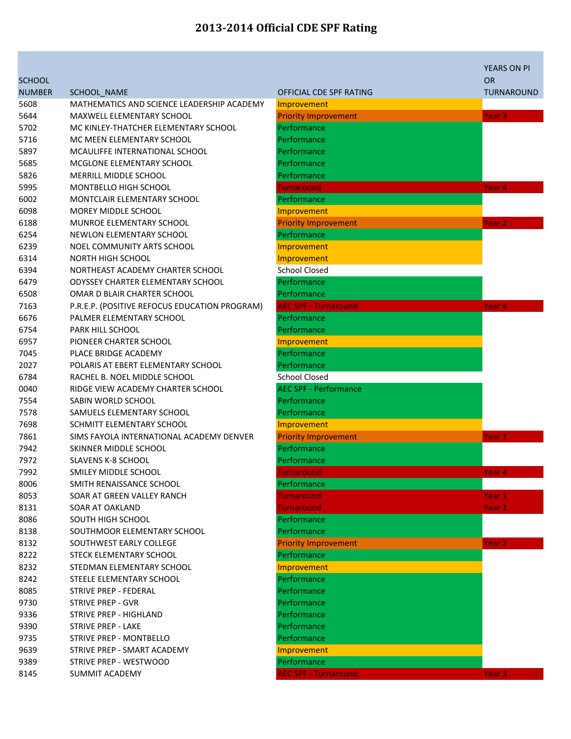# 2013-2014 Official CDE SPF Rating

| SCHOOL NUMBER | SCHOOL_NAME | OFFICIAL CDE SPF RATING | YEARS ON PI OR TURNAROUND |
|---|---|---|---|
| 5608 | MATHEMATICS AND SCIENCE LEADERSHIP ACADEMY | Improvement | |
| 5644 | MAXWELL ELEMENTARY SCHOOL | Priority Improvement | Year 3 |
| 5702 | MC KINLEY-THATCHER ELEMENTARY SCHOOL | Performance | |
| 5716 | MC MEEN ELEMENTARY SCHOOL | Performance | |
| 5897 | MCAULIFFE INTERNATIONAL SCHOOL | Performance | |
| 5685 | MCGLONE ELEMENTARY SCHOOL | Performance | |
| 5826 | MERRILL MIDDLE SCHOOL | Performance | |
| 5995 | MONTBELLO HIGH SCHOOL | Turnaround | Year 4 |
| 6002 | MONTCLAIR ELEMENTARY SCHOOL | Performance | |
| 6098 | MOREY MIDDLE SCHOOL | Improvement | |
| 6188 | MUNROE ELEMENTARY SCHOOL | Priority Improvement | Year 2 |
| 6254 | NEWLON ELEMENTARY SCHOOL | Performance | |
| 6239 | NOEL COMMUNITY ARTS SCHOOL | Improvement | |
| 6314 | NORTH HIGH SCHOOL | Improvement | |
| 6394 | NORTHEAST ACADEMY CHARTER SCHOOL | School Closed | |
| 6479 | ODYSSEY CHARTER ELEMENTARY SCHOOL | Performance | |
| 6508 | OMAR D BLAIR CHARTER SCHOOL | Performance | |
| 7163 | P.R.E.P. (POSITIVE REFOCUS EDUCATION PROGRAM) | AEC SPF - Turnaround | Year 4 |
| 6676 | PALMER ELEMENTARY SCHOOL | Performance | |
| 6754 | PARK HILL SCHOOL | Performance | |
| 6957 | PIONEER CHARTER SCHOOL | Improvement | |
| 7045 | PLACE BRIDGE ACADEMY | Performance | |
| 2027 | POLARIS AT EBERT ELEMENTARY SCHOOL | Performance | |
| 6784 | RACHEL B. NOEL MIDDLE SCHOOL | School Closed | |
| 0040 | RIDGE VIEW ACADEMY CHARTER SCHOOL | AEC SPF - Performance | |
| 7554 | SABIN WORLD SCHOOL | Performance | |
| 7578 | SAMUELS ELEMENTARY SCHOOL | Performance | |
| 7698 | SCHMITT ELEMENTARY SCHOOL | Improvement | |
| 7861 | SIMS FAYOLA INTERNATIONAL ACADEMY DENVER | Priority Improvement | Year 1 |
| 7942 | SKINNER MIDDLE SCHOOL | Performance | |
| 7972 | SLAVENS K-8 SCHOOL | Performance | |
| 7992 | SMILEY MIDDLE SCHOOL | Turnaround | Year 4 |
| 8006 | SMITH RENAISSANCE SCHOOL | Performance | |
| 8053 | SOAR AT GREEN VALLEY RANCH | Turnaround | Year 1 |
| 8131 | SOAR AT OAKLAND | Turnaround | Year 1 |
| 8086 | SOUTH HIGH SCHOOL | Performance | |
| 8138 | SOUTHMOOR ELEMENTARY SCHOOL | Performance | |
| 8132 | SOUTHWEST EARLY COLLEGE | Priority Improvement | Year 2 |
| 8222 | STECK ELEMENTARY SCHOOL | Performance | |
| 8232 | STEDMAN ELEMENTARY SCHOOL | Improvement | |
| 8242 | STEELE ELEMENTARY SCHOOL | Performance | |
| 8085 | STRIVE PREP - FEDERAL | Performance | |
| 9730 | STRIVE PREP - GVR | Performance | |
| 9336 | STRIVE PREP - HIGHLAND | Performance | |
| 9390 | STRIVE PREP - LAKE | Performance | |
| 9735 | STRIVE PREP - MONTBELLO | Performance | |
| 9639 | STRIVE PREP - SMART ACADEMY | Improvement | |
| 9389 | STRIVE PREP - WESTWOOD | Performance | |
| 8145 | SUMMIT ACADEMY | AEC SPF - Turnaround | Year 3 |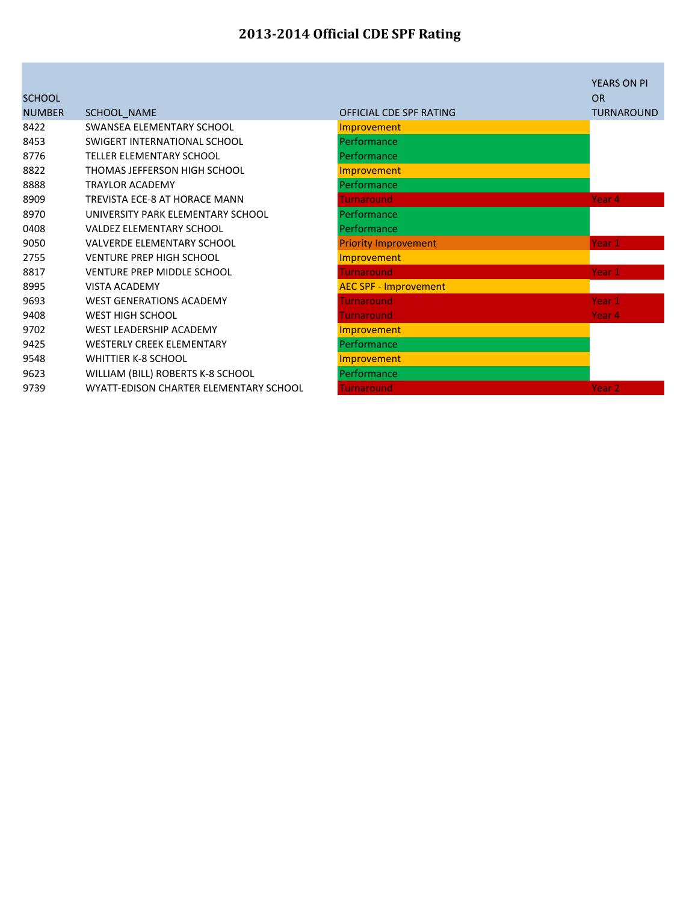# 2013-2014 Official CDE SPF Rating

| SCHOOL NUMBER | SCHOOL_NAME | OFFICIAL CDE SPF RATING | YEARS ON PI OR TURNAROUND |
|---|---|---|---|
| 8422 | SWANSEA ELEMENTARY SCHOOL | Improvement | |
| 8453 | SWIGERT INTERNATIONAL SCHOOL | Performance | |
| 8776 | TELLER ELEMENTARY SCHOOL | Performance | |
| 8822 | THOMAS JEFFERSON HIGH SCHOOL | Improvement | |
| 8888 | TRAYLOR ACADEMY | Performance | |
| 8909 | TREVISTA ECE-8 AT HORACE MANN | Turnaround | Year 4 |
| 8970 | UNIVERSITY PARK ELEMENTARY SCHOOL | Performance | |
| 0408 | VALDEZ ELEMENTARY SCHOOL | Performance | |
| 9050 | VALVERDE ELEMENTARY SCHOOL | Priority Improvement | Year 1 |
| 2755 | VENTURE PREP HIGH SCHOOL | Improvement | |
| 8817 | VENTURE PREP MIDDLE SCHOOL | Turnaround | Year 1 |
| 8995 | VISTA ACADEMY | AEC SPF - Improvement | |
| 9693 | WEST GENERATIONS ACADEMY | Turnaround | Year 1 |
| 9408 | WEST HIGH SCHOOL | Turnaround | Year 4 |
| 9702 | WEST LEADERSHIP ACADEMY | Improvement | |
| 9425 | WESTERLY CREEK ELEMENTARY | Performance | |
| 9548 | WHITTIER K-8 SCHOOL | Improvement | |
| 9623 | WILLIAM (BILL) ROBERTS K-8 SCHOOL | Performance | |
| 9739 | WYATT-EDISON CHARTER ELEMENTARY SCHOOL | Turnaround | Year 2 |